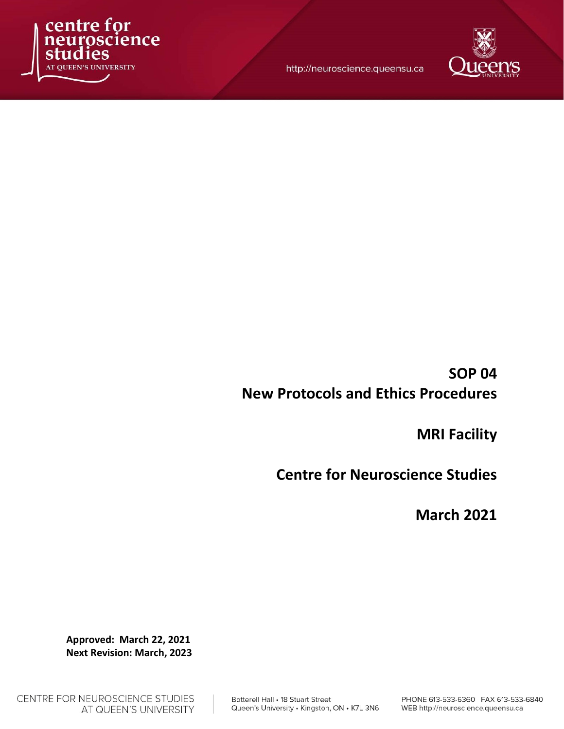# SOP 04
# New Protocols and Ethics Procedures

## MRI Facility

## Centre for Neuroscience Studies

## March 2021

**Approved: March 22, 2021**
**Next Revision: March, 2023**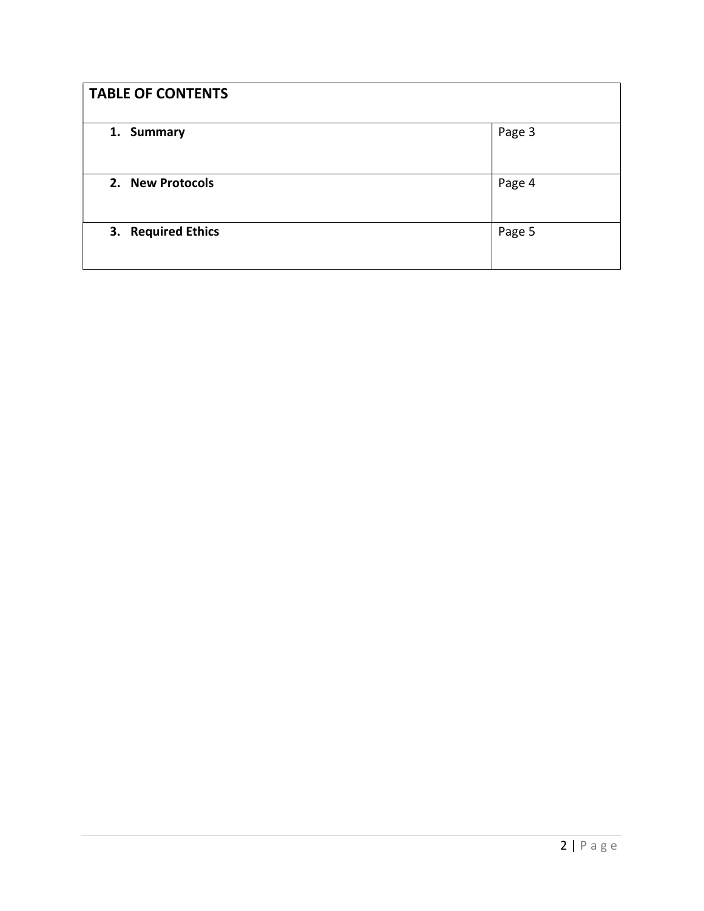| **TABLE OF CONTENTS** | |
|---|---|
| **1. Summary** | Page 3 |
| **2. New Protocols** | Page 4 |
| **3. Required Ethics** | Page 5 |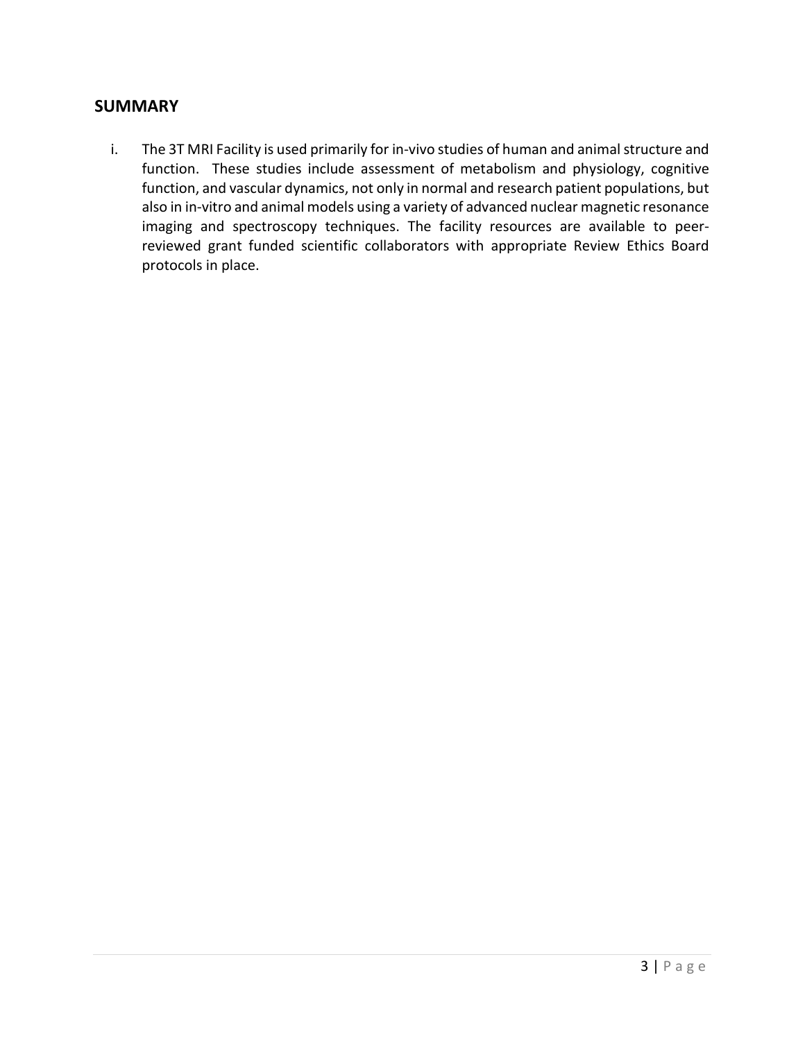## SUMMARY

i. The 3T MRI Facility is used primarily for in-vivo studies of human and animal structure and function. These studies include assessment of metabolism and physiology, cognitive function, and vascular dynamics, not only in normal and research patient populations, but also in in-vitro and animal models using a variety of advanced nuclear magnetic resonance imaging and spectroscopy techniques. The facility resources are available to peer-reviewed grant funded scientific collaborators with appropriate Review Ethics Board protocols in place.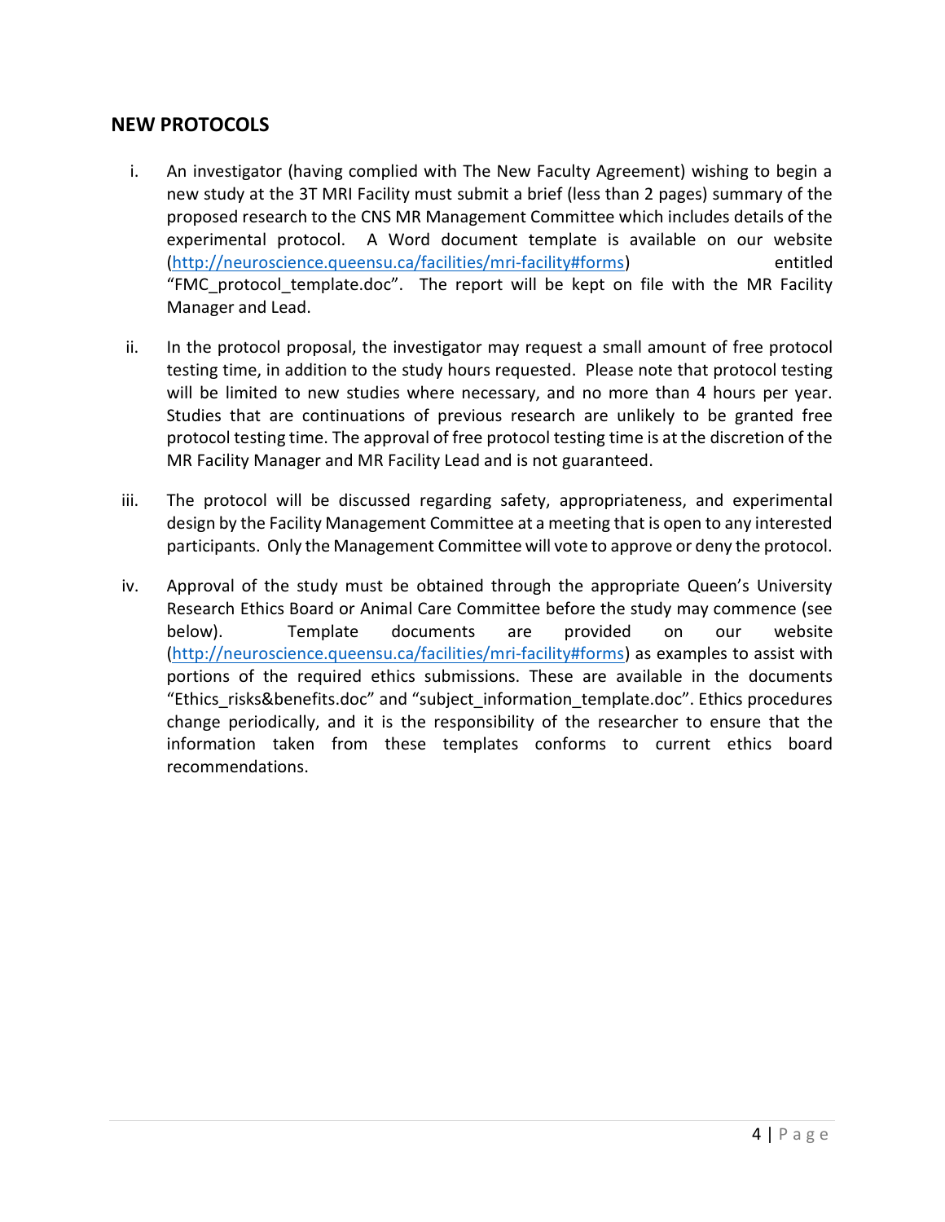## NEW PROTOCOLS

i. An investigator (having complied with The New Faculty Agreement) wishing to begin a new study at the 3T MRI Facility must submit a brief (less than 2 pages) summary of the proposed research to the CNS MR Management Committee which includes details of the experimental protocol. A Word document template is available on our website (http://neuroscience.queensu.ca/facilities/mri-facility#forms) entitled "FMC_protocol_template.doc". The report will be kept on file with the MR Facility Manager and Lead.

ii. In the protocol proposal, the investigator may request a small amount of free protocol testing time, in addition to the study hours requested. Please note that protocol testing will be limited to new studies where necessary, and no more than 4 hours per year. Studies that are continuations of previous research are unlikely to be granted free protocol testing time. The approval of free protocol testing time is at the discretion of the MR Facility Manager and MR Facility Lead and is not guaranteed.

iii. The protocol will be discussed regarding safety, appropriateness, and experimental design by the Facility Management Committee at a meeting that is open to any interested participants. Only the Management Committee will vote to approve or deny the protocol.

iv. Approval of the study must be obtained through the appropriate Queen's University Research Ethics Board or Animal Care Committee before the study may commence (see below). Template documents are provided on our website (http://neuroscience.queensu.ca/facilities/mri-facility#forms) as examples to assist with portions of the required ethics submissions. These are available in the documents "Ethics_risks&benefits.doc" and "subject_information_template.doc". Ethics procedures change periodically, and it is the responsibility of the researcher to ensure that the information taken from these templates conforms to current ethics board recommendations.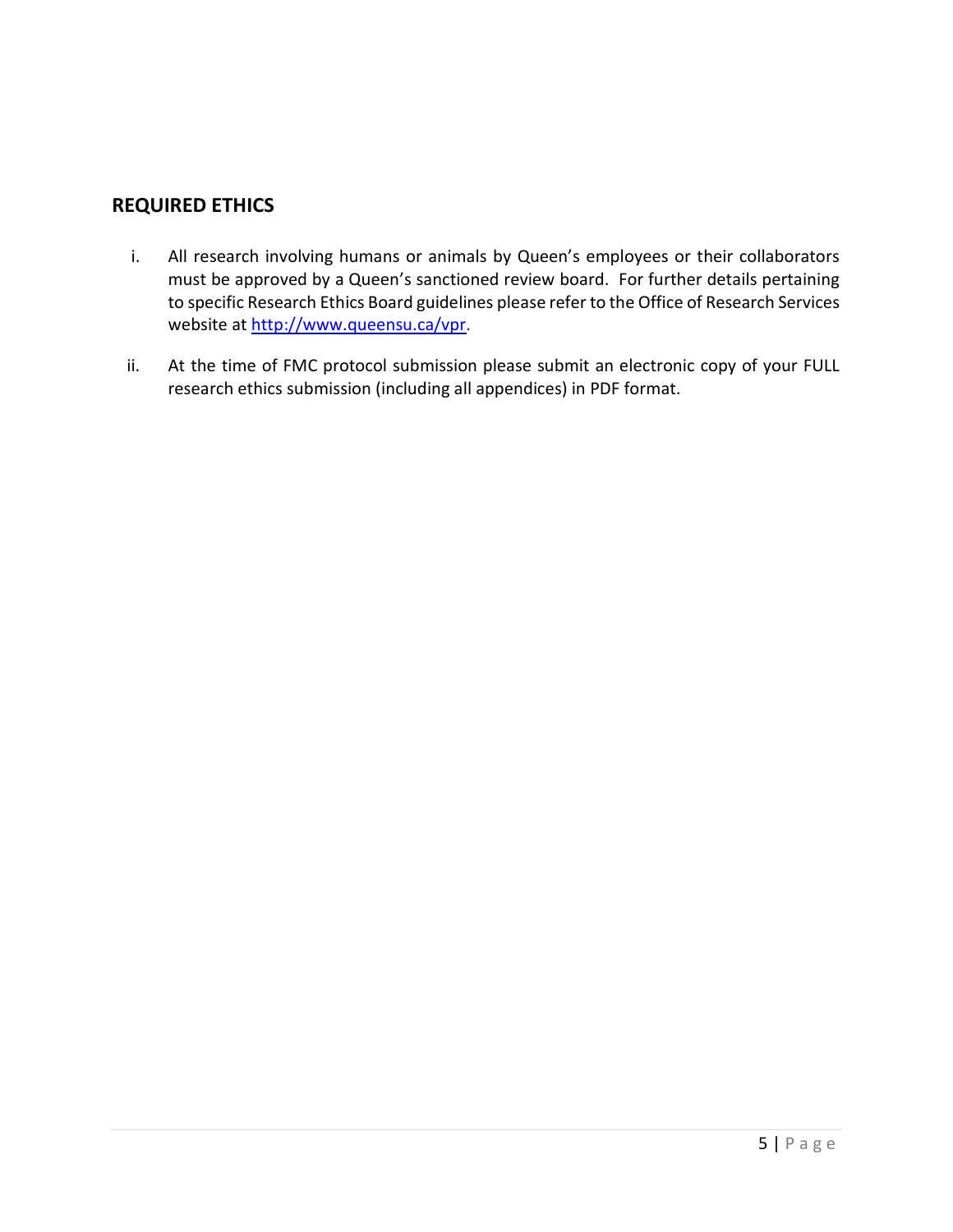## REQUIRED ETHICS

i. All research involving humans or animals by Queen's employees or their collaborators must be approved by a Queen's sanctioned review board. For further details pertaining to specific Research Ethics Board guidelines please refer to the Office of Research Services website at [http://www.queensu.ca/vpr](http://www.queensu.ca/vpr).

ii. At the time of FMC protocol submission please submit an electronic copy of your FULL research ethics submission (including all appendices) in PDF format.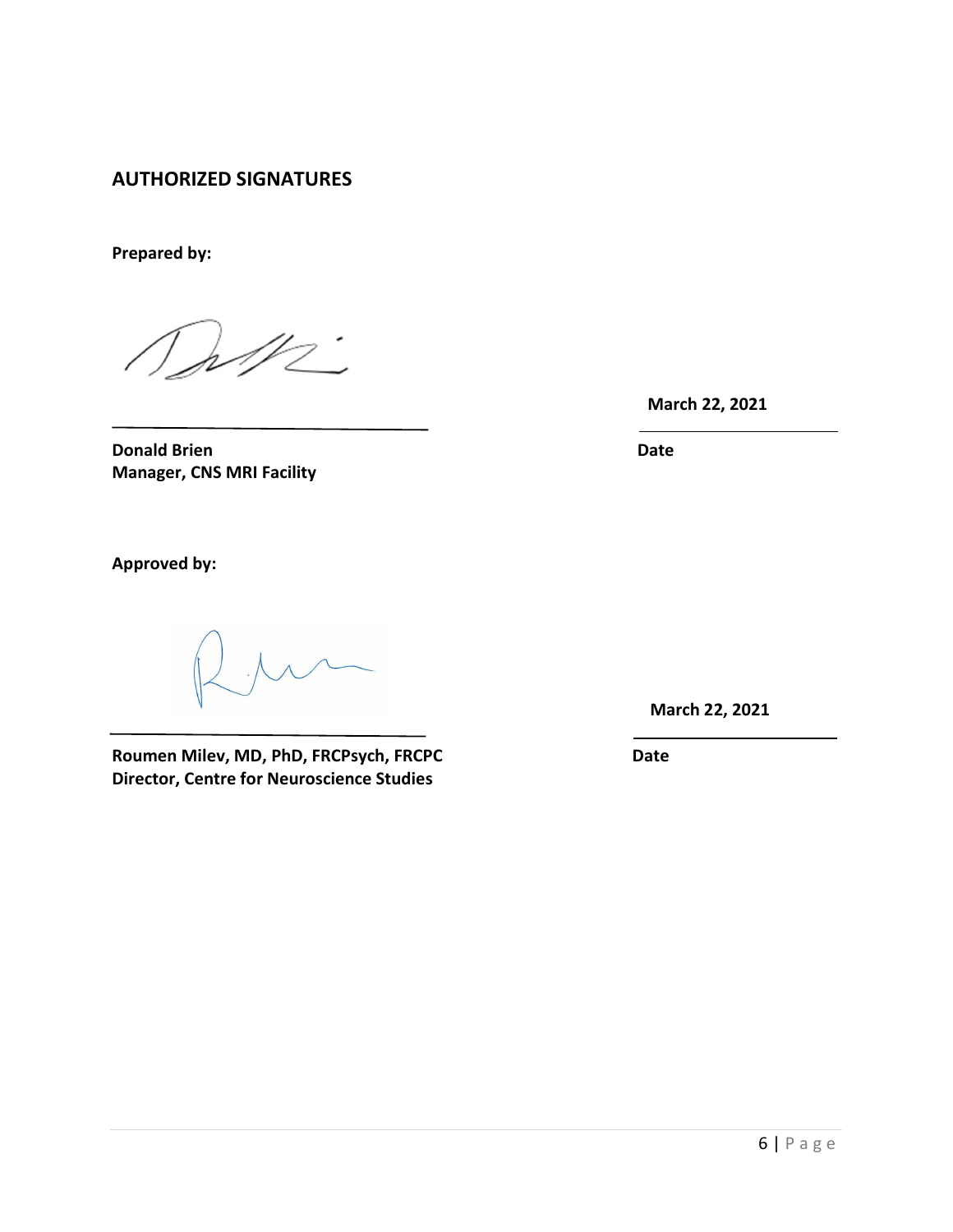## AUTHORIZED SIGNATURES

**Prepared by:**

**March 22, 2021**

**Donald Brien**
**Manager, CNS MRI Facility**

**Date**

**Approved by:**

**March 22, 2021**

**Roumen Milev, MD, PhD, FRCPsych, FRCPC**
**Director, Centre for Neuroscience Studies**

**Date**